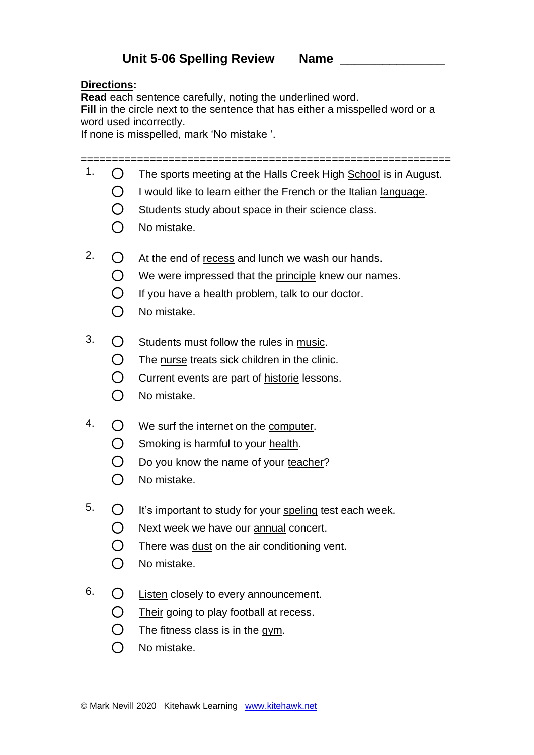## Unit 5-06 Spelling Review      Name _______________

**Directions:**
**Read** each sentence carefully, noting the underlined word.
**Fill** in the circle next to the sentence that has either a misspelled word or a word used incorrectly.
If none is misspelled, mark 'No mistake '.

==========================================================

1. 
   - ○ The sports meeting at the Halls Creek High <u>School</u> is in August.
   - ○ I would like to learn either the French or the Italian <u>language</u>.
   - ○ Students study about space in their <u>science</u> class.
   - ○ No mistake.

2. 
   - ○ At the end of <u>recess</u> and lunch we wash our hands.
   - ○ We were impressed that the <u>principle</u> knew our names.
   - ○ If you have a <u>health</u> problem, talk to our doctor.
   - ○ No mistake.

3. 
   - ○ Students must follow the rules in <u>music</u>.
   - ○ The <u>nurse</u> treats sick children in the clinic.
   - ○ Current events are part of <u>historie</u> lessons.
   - ○ No mistake.

4. 
   - ○ We surf the internet on the <u>computer</u>.
   - ○ Smoking is harmful to your <u>health</u>.
   - ○ Do you know the name of your <u>teacher</u>?
   - ○ No mistake.

5. 
   - ○ It's important to study for your <u>speling</u> test each week.
   - ○ Next week we have our <u>annual</u> concert.
   - ○ There was <u>dust</u> on the air conditioning vent.
   - ○ No mistake.

6. 
   - ○ <u>Listen</u> closely to every announcement.
   - ○ <u>Their</u> going to play football at recess.
   - ○ The fitness class is in the <u>gym</u>.
   - ○ No mistake.

© Mark Nevill 2020 Kitehawk Learning www.kitehawk.net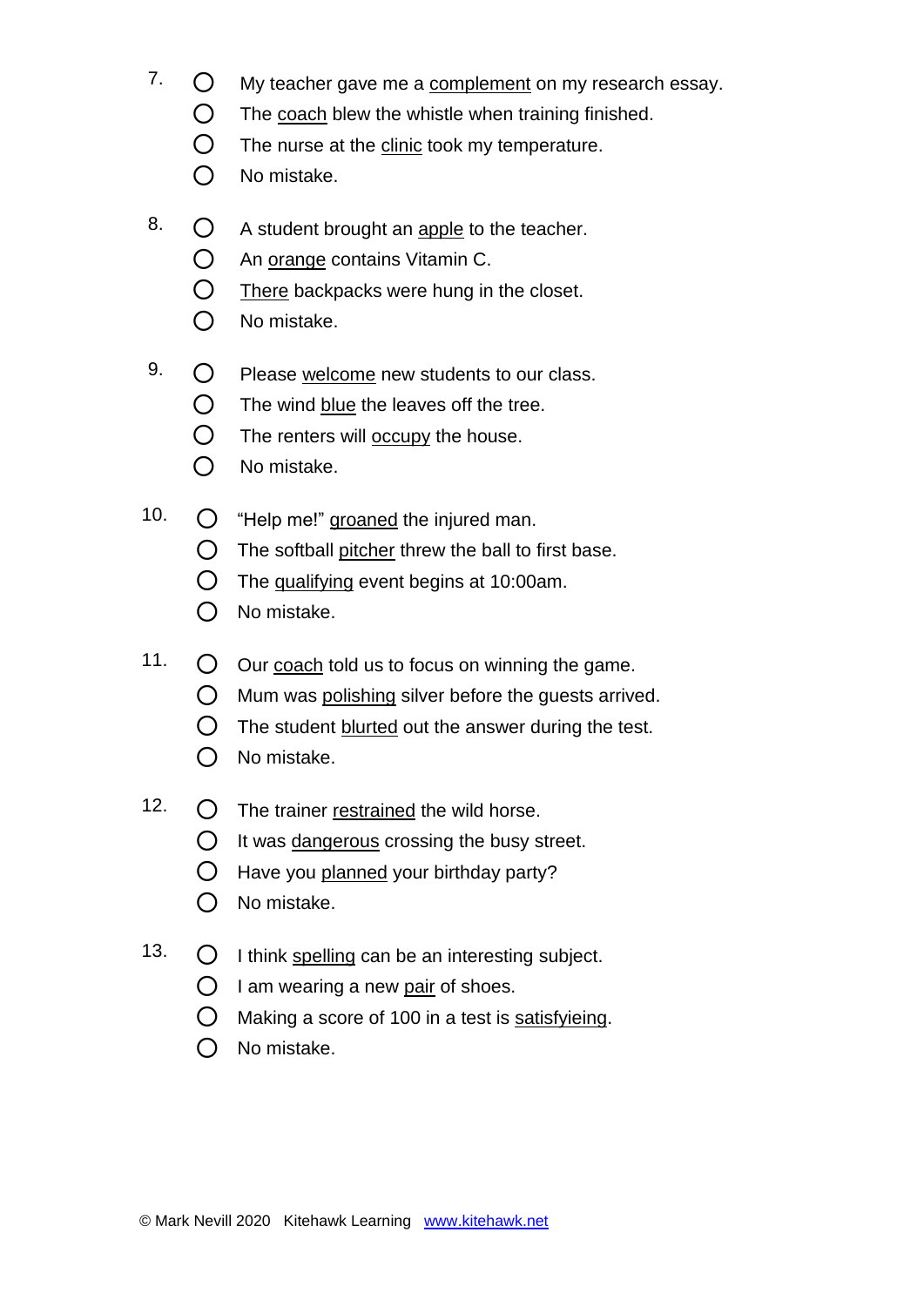7. ◯ My teacher gave me a <u>complement</u> on my research essay.
   ◯ The <u>coach</u> blew the whistle when training finished.
   ◯ The nurse at the <u>clinic</u> took my temperature.
   ◯ No mistake.

8. ◯ A student brought an <u>apple</u> to the teacher.
   ◯ An <u>orange</u> contains Vitamin C.
   ◯ <u>There</u> backpacks were hung in the closet.
   ◯ No mistake.

9. ◯ Please <u>welcome</u> new students to our class.
   ◯ The wind <u>blue</u> the leaves off the tree.
   ◯ The renters will <u>occupy</u> the house.
   ◯ No mistake.

10. ◯ "Help me!" <u>groaned</u> the injured man.
    ◯ The softball <u>pitcher</u> threw the ball to first base.
    ◯ The <u>qualifying</u> event begins at 10:00am.
    ◯ No mistake.

11. ◯ Our <u>coach</u> told us to focus on winning the game.
    ◯ Mum was <u>polishing</u> silver before the guests arrived.
    ◯ The student <u>blurted</u> out the answer during the test.
    ◯ No mistake.

12. ◯ The trainer <u>restrained</u> the wild horse.
    ◯ It was <u>dangerous</u> crossing the busy street.
    ◯ Have you <u>planned</u> your birthday party?
    ◯ No mistake.

13. ◯ I think <u>spelling</u> can be an interesting subject.
    ◯ I am wearing a new <u>pair</u> of shoes.
    ◯ Making a score of 100 in a test is <u>satisfyieing</u>.
    ◯ No mistake.

© Mark Nevill 2020 Kitehawk Learning www.kitehawk.net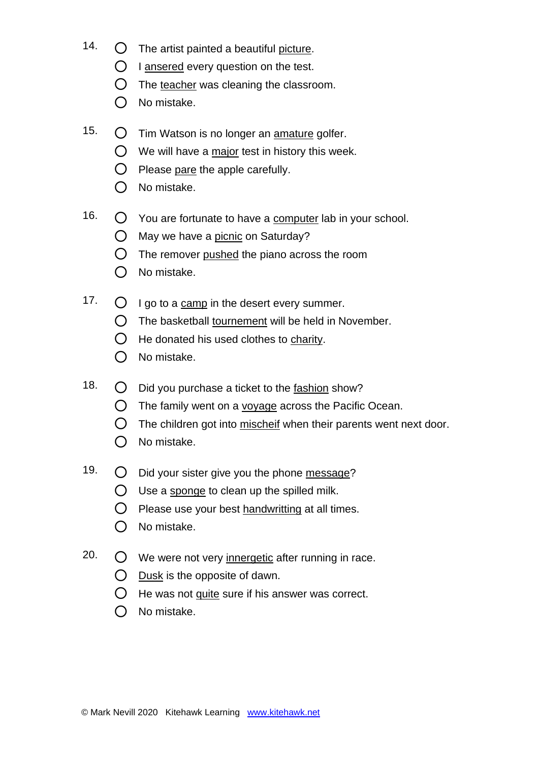14.
- ○ The artist painted a beautiful <u>picture</u>.
- ○ I <u>ansered</u> every question on the test.
- ○ The <u>teacher</u> was cleaning the classroom.
- ○ No mistake.

15.
- ○ Tim Watson is no longer an <u>amature</u> golfer.
- ○ We will have a <u>major</u> test in history this week.
- ○ Please <u>pare</u> the apple carefully.
- ○ No mistake.

16.
- ○ You are fortunate to have a <u>computer</u> lab in your school.
- ○ May we have a <u>picnic</u> on Saturday?
- ○ The remover <u>pushed</u> the piano across the room
- ○ No mistake.

17.
- ○ I go to a <u>camp</u> in the desert every summer.
- ○ The basketball <u>tournement</u> will be held in November.
- ○ He donated his used clothes to <u>charity</u>.
- ○ No mistake.

18.
- ○ Did you purchase a ticket to the <u>fashion</u> show?
- ○ The family went on a <u>voyage</u> across the Pacific Ocean.
- ○ The children got into <u>mischeif</u> when their parents went next door.
- ○ No mistake.

19.
- ○ Did your sister give you the phone <u>message</u>?
- ○ Use a <u>sponge</u> to clean up the spilled milk.
- ○ Please use your best <u>handwritting</u> at all times.
- ○ No mistake.

20.
- ○ We were not very <u>innergetic</u> after running in race.
- ○ <u>Dusk</u> is the opposite of dawn.
- ○ He was not <u>quite</u> sure if his answer was correct.
- ○ No mistake.

© Mark Nevill 2020 Kitehawk Learning www.kitehawk.net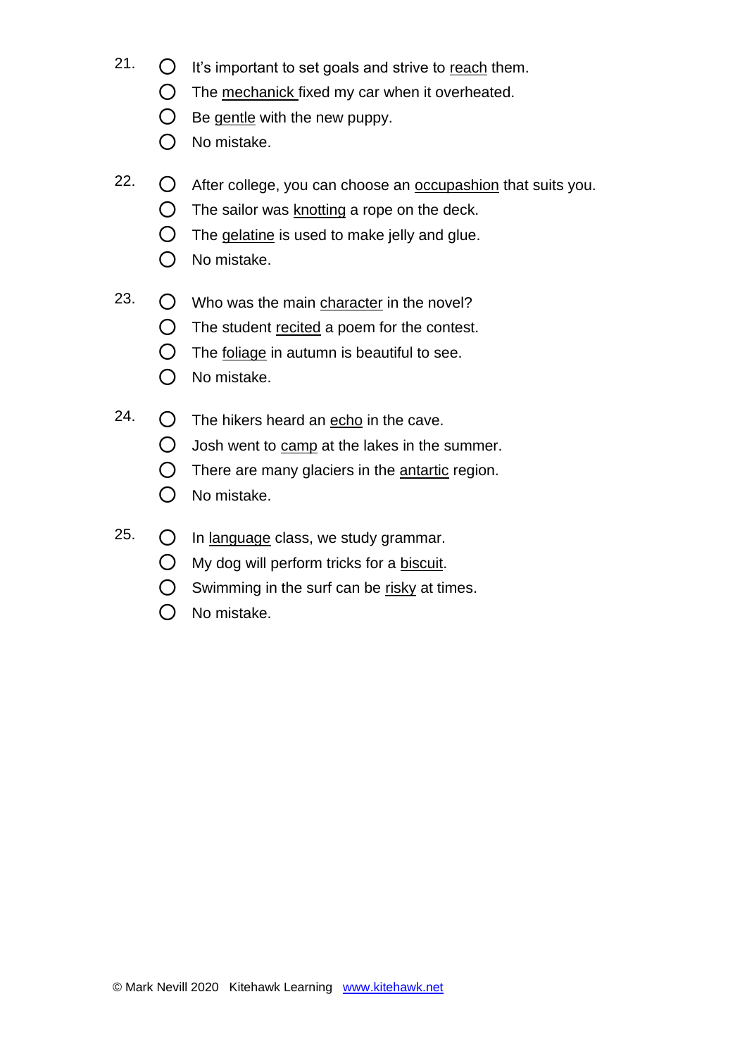21.
- ◯ It's important to set goals and strive to <u>reach</u> them.
- ◯ The <u>mechanick</u> fixed my car when it overheated.
- ◯ Be <u>gentle</u> with the new puppy.
- ◯ No mistake.

22.
- ◯ After college, you can choose an <u>occupashion</u> that suits you.
- ◯ The sailor was <u>knotting</u> a rope on the deck.
- ◯ The <u>gelatine</u> is used to make jelly and glue.
- ◯ No mistake.

23.
- ◯ Who was the main <u>character</u> in the novel?
- ◯ The student <u>recited</u> a poem for the contest.
- ◯ The <u>foliage</u> in autumn is beautiful to see.
- ◯ No mistake.

24.
- ◯ The hikers heard an <u>echo</u> in the cave.
- ◯ Josh went to <u>camp</u> at the lakes in the summer.
- ◯ There are many glaciers in the <u>antartic</u> region.
- ◯ No mistake.

25.
- ◯ In <u>language</u> class, we study grammar.
- ◯ My dog will perform tricks for a <u>biscuit</u>.
- ◯ Swimming in the surf can be <u>risky</u> at times.
- ◯ No mistake.

© Mark Nevill 2020 Kitehawk Learning www.kitehawk.net